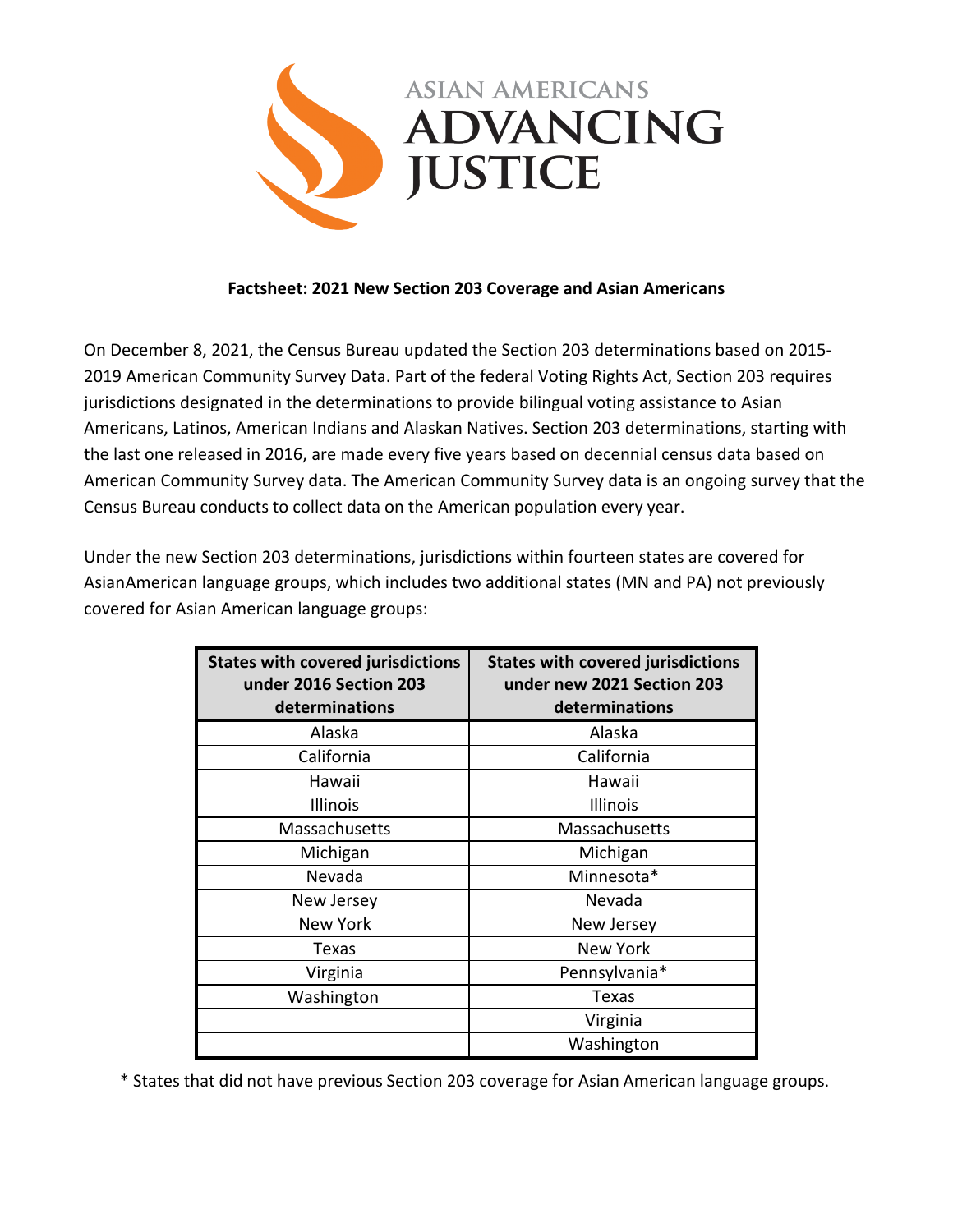ASIAN AMERICANS
ADVANCING
JUSTICE

**Factsheet: 2021 New Section 203 Coverage and Asian Americans**

On December 8, 2021, the Census Bureau updated the Section 203 determinations based on 2015-2019 American Community Survey Data. Part of the federal Voting Rights Act, Section 203 requires jurisdictions designated in the determinations to provide bilingual voting assistance to Asian Americans, Latinos, American Indians and Alaskan Natives. Section 203 determinations, starting with the last one released in 2016, are made every five years based on decennial census data based on American Community Survey data. The American Community Survey data is an ongoing survey that the Census Bureau conducts to collect data on the American population every year.

Under the new Section 203 determinations, jurisdictions within fourteen states are covered for AsianAmerican language groups, which includes two additional states (MN and PA) not previously covered for Asian American language groups:

| States with covered jurisdictions under 2016 Section 203 determinations | States with covered jurisdictions under new 2021 Section 203 determinations |
|---|---|
| Alaska | Alaska |
| California | California |
| Hawaii | Hawaii |
| Illinois | Illinois |
| Massachusetts | Massachusetts |
| Michigan | Michigan |
| Nevada | Minnesota* |
| New Jersey | Nevada |
| New York | New Jersey |
| Texas | New York |
| Virginia | Pennsylvania* |
| Washington | Texas |
| | Virginia |
| | Washington |

* States that did not have previous Section 203 coverage for Asian American language groups.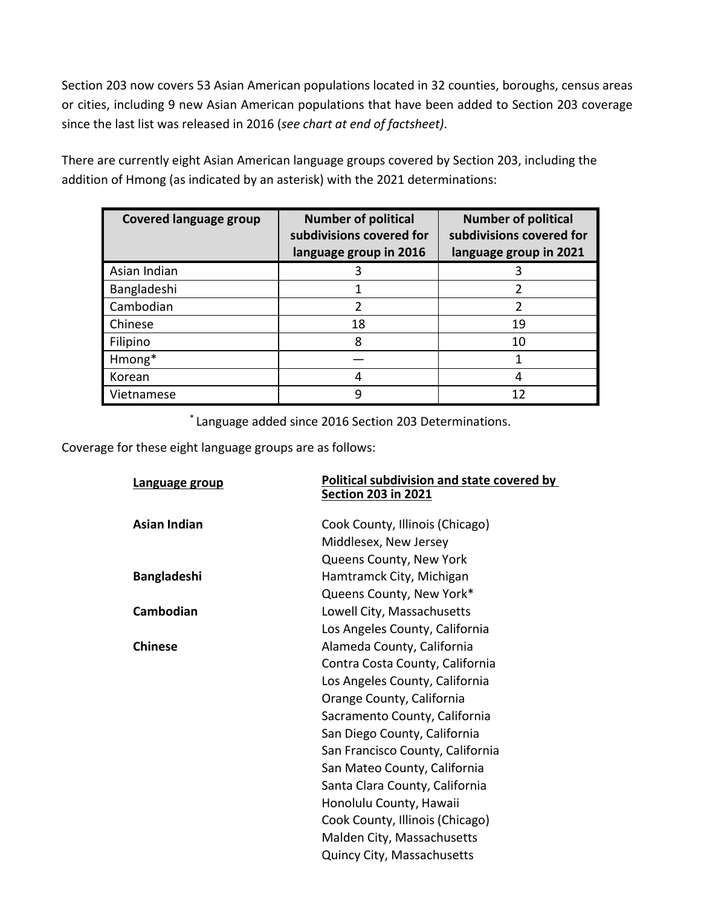Section 203 now covers 53 Asian American populations located in 32 counties, boroughs, census areas or cities, including 9 new Asian American populations that have been added to Section 203 coverage since the last list was released in 2016 (*see chart at end of factsheet)*.

There are currently eight Asian American language groups covered by Section 203, including the addition of Hmong (as indicated by an asterisk) with the 2021 determinations:

| Covered language group | Number of political subdivisions covered for language group in 2016 | Number of political subdivisions covered for language group in 2021 |
|---|---|---|
| Asian Indian | 3 | 3 |
| Bangladeshi | 1 | 2 |
| Cambodian | 2 | 2 |
| Chinese | 18 | 19 |
| Filipino | 8 | 10 |
| Hmong* | — | 1 |
| Korean | 4 | 4 |
| Vietnamese | 9 | 12 |

* Language added since 2016 Section 203 Determinations.

Coverage for these eight language groups are as follows:

| Language group | Political subdivision and state covered by Section 203 in 2021 |
|---|---|
| **Asian Indian** | Cook County, Illinois (Chicago) |
| | Middlesex, New Jersey |
| | Queens County, New York |
| **Bangladeshi** | Hamtramck City, Michigan |
| | Queens County, New York* |
| **Cambodian** | Lowell City, Massachusetts |
| | Los Angeles County, California |
| **Chinese** | Alameda County, California |
| | Contra Costa County, California |
| | Los Angeles County, California |
| | Orange County, California |
| | Sacramento County, California |
| | San Diego County, California |
| | San Francisco County, California |
| | San Mateo County, California |
| | Santa Clara County, California |
| | Honolulu County, Hawaii |
| | Cook County, Illinois (Chicago) |
| | Malden City, Massachusetts |
| | Quincy City, Massachusetts |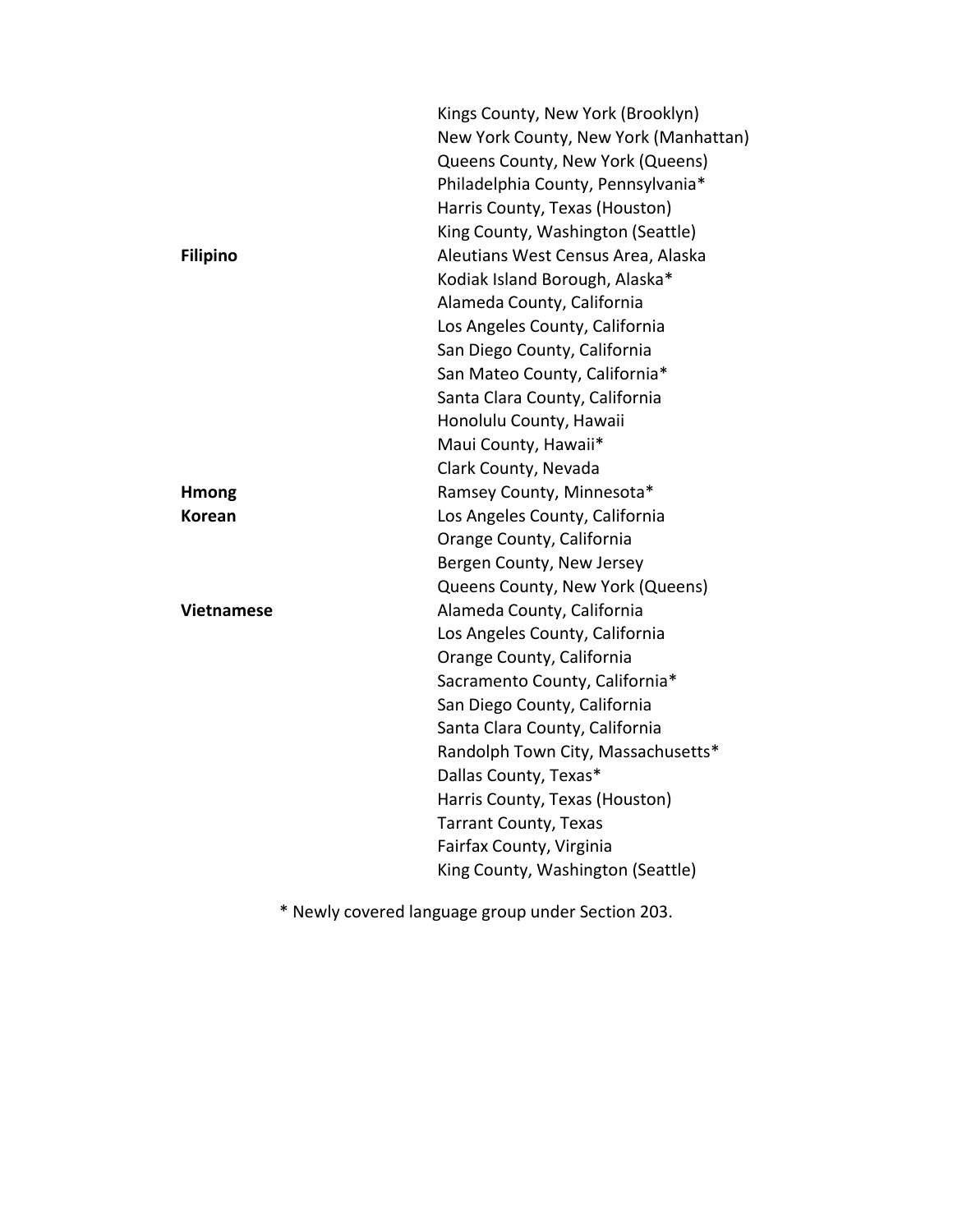| | |
|---|---|
| | Kings County, New York (Brooklyn) |
| | New York County, New York (Manhattan) |
| | Queens County, New York (Queens) |
| | Philadelphia County, Pennsylvania* |
| | Harris County, Texas (Houston) |
| | King County, Washington (Seattle) |
| **Filipino** | Aleutians West Census Area, Alaska |
| | Kodiak Island Borough, Alaska* |
| | Alameda County, California |
| | Los Angeles County, California |
| | San Diego County, California |
| | San Mateo County, California* |
| | Santa Clara County, California |
| | Honolulu County, Hawaii |
| | Maui County, Hawaii* |
| | Clark County, Nevada |
| **Hmong** | Ramsey County, Minnesota* |
| **Korean** | Los Angeles County, California |
| | Orange County, California |
| | Bergen County, New Jersey |
| | Queens County, New York (Queens) |
| **Vietnamese** | Alameda County, California |
| | Los Angeles County, California |
| | Orange County, California |
| | Sacramento County, California* |
| | San Diego County, California |
| | Santa Clara County, California |
| | Randolph Town City, Massachusetts* |
| | Dallas County, Texas* |
| | Harris County, Texas (Houston) |
| | Tarrant County, Texas |
| | Fairfax County, Virginia |
| | King County, Washington (Seattle) |

* Newly covered language group under Section 203.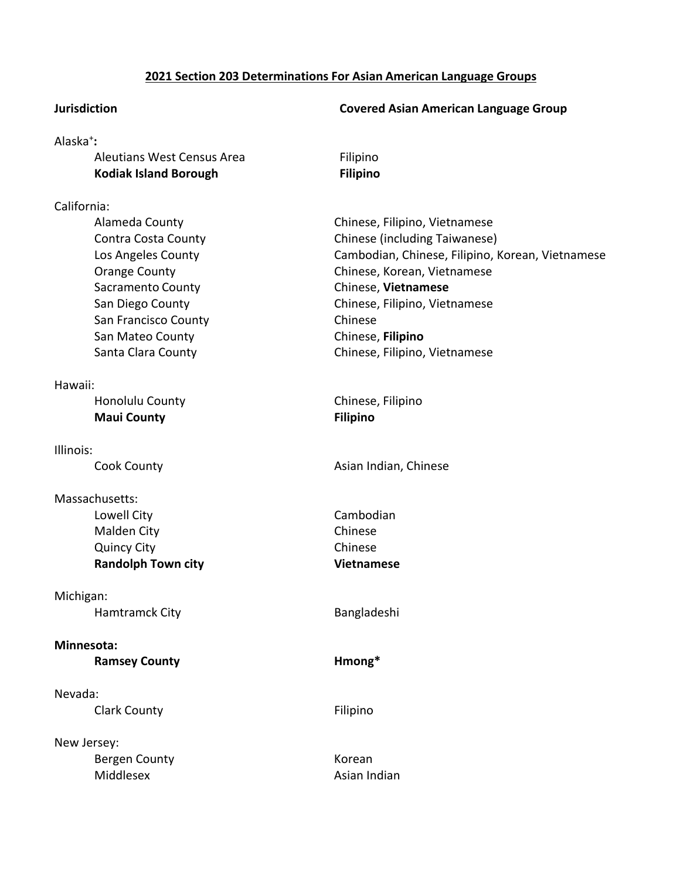## 2021 Section 203 Determinations For Asian American Language Groups

| Jurisdiction | Covered Asian American Language Group |
| --- | --- |
| Alaska⁺**:** | |
| Aleutians West Census Area | Filipino |
| **Kodiak Island Borough** | **Filipino** |
| California: | |
| Alameda County | Chinese, Filipino, Vietnamese |
| Contra Costa County | Chinese (including Taiwanese) |
| Los Angeles County | Cambodian, Chinese, Filipino, Korean, Vietnamese |
| Orange County | Chinese, Korean, Vietnamese |
| Sacramento County | Chinese, **Vietnamese** |
| San Diego County | Chinese, Filipino, Vietnamese |
| San Francisco County | Chinese |
| San Mateo County | Chinese, **Filipino** |
| Santa Clara County | Chinese, Filipino, Vietnamese |
| Hawaii: | |
| Honolulu County | Chinese, Filipino |
| **Maui County** | **Filipino** |
| Illinois: | |
| Cook County | Asian Indian, Chinese |
| Massachusetts: | |
| Lowell City | Cambodian |
| Malden City | Chinese |
| Quincy City | Chinese |
| **Randolph Town city** | **Vietnamese** |
| Michigan: | |
| Hamtramck City | Bangladeshi |
| **Minnesota:** | |
| **Ramsey County** | **Hmong*** |
| Nevada: | |
| Clark County | Filipino |
| New Jersey: | |
| Bergen County | Korean |
| Middlesex | Asian Indian |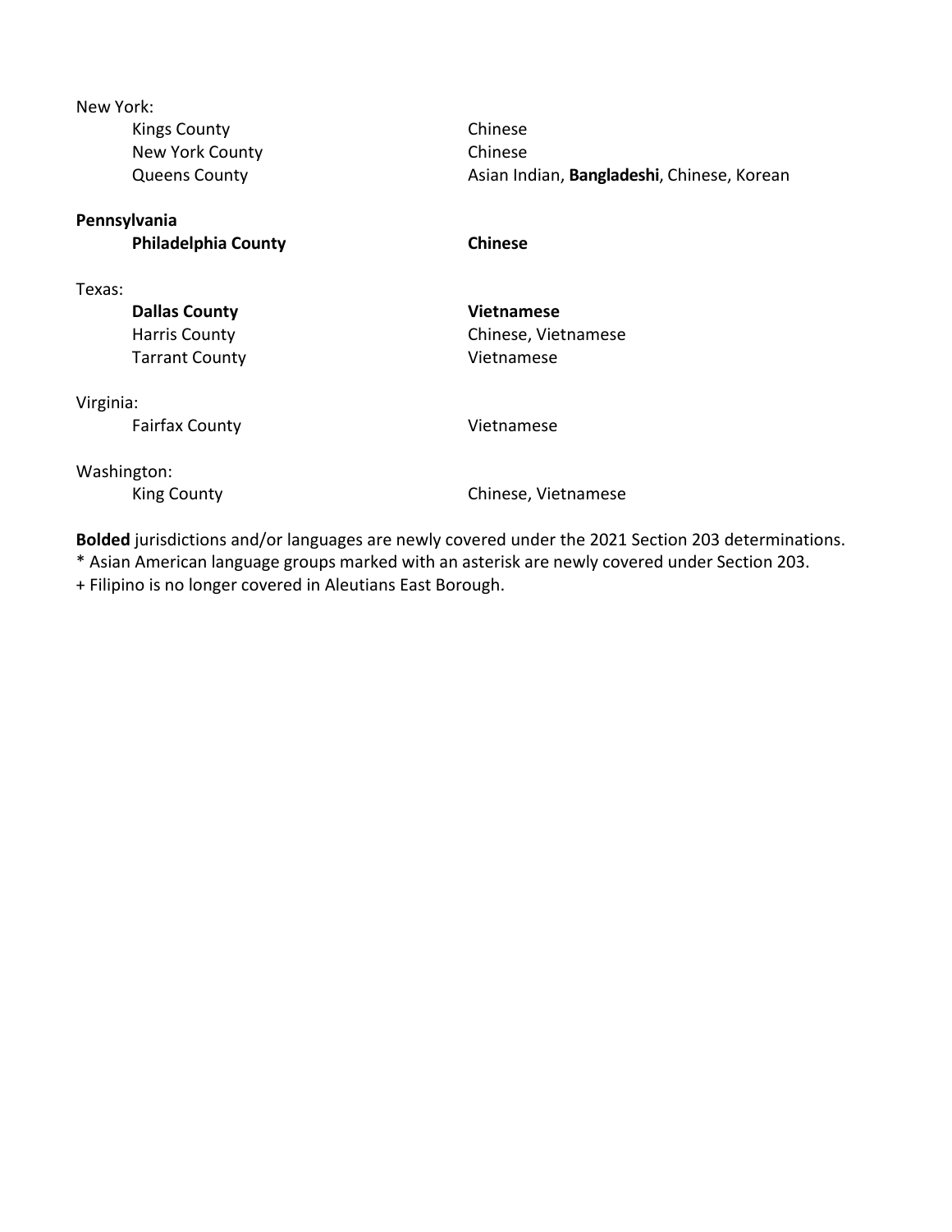| | |
|---|---|
| New York: | |
| Kings County | Chinese |
| New York County | Chinese |
| Queens County | Asian Indian, **Bangladeshi**, Chinese, Korean |
| **Pennsylvania** | |
| **Philadelphia County** | **Chinese** |
| Texas: | |
| **Dallas County** | **Vietnamese** |
| Harris County | Chinese, Vietnamese |
| Tarrant County | Vietnamese |
| Virginia: | |
| Fairfax County | Vietnamese |
| Washington: | |
| King County | Chinese, Vietnamese |

**Bolded** jurisdictions and/or languages are newly covered under the 2021 Section 203 determinations.
* Asian American language groups marked with an asterisk are newly covered under Section 203.
+ Filipino is no longer covered in Aleutians East Borough.